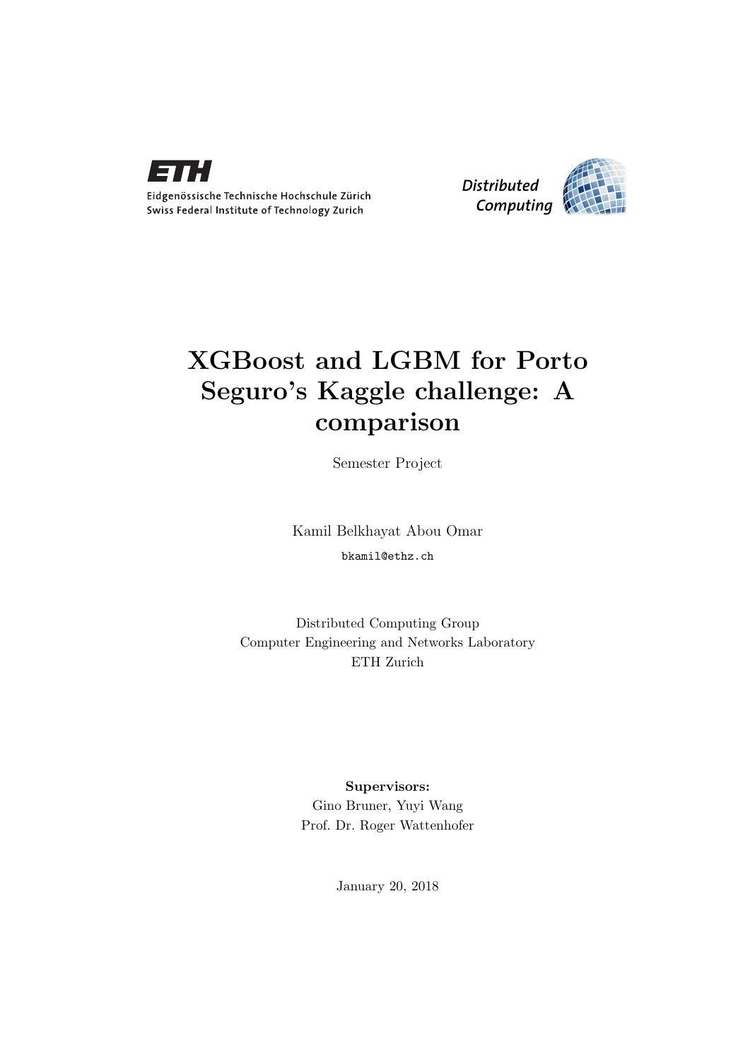Eidgenössische Technische Hochschule Zürich
Swiss Federal Institute of Technology Zurich

*Distributed Computing*

# XGBoost and LGBM for Porto Seguro's Kaggle challenge: A comparison

Semester Project

Kamil Belkhayat Abou Omar

bkamil@ethz.ch

Distributed Computing Group
Computer Engineering and Networks Laboratory
ETH Zurich

**Supervisors:**
Gino Bruner, Yuyi Wang
Prof. Dr. Roger Wattenhofer

January 20, 2018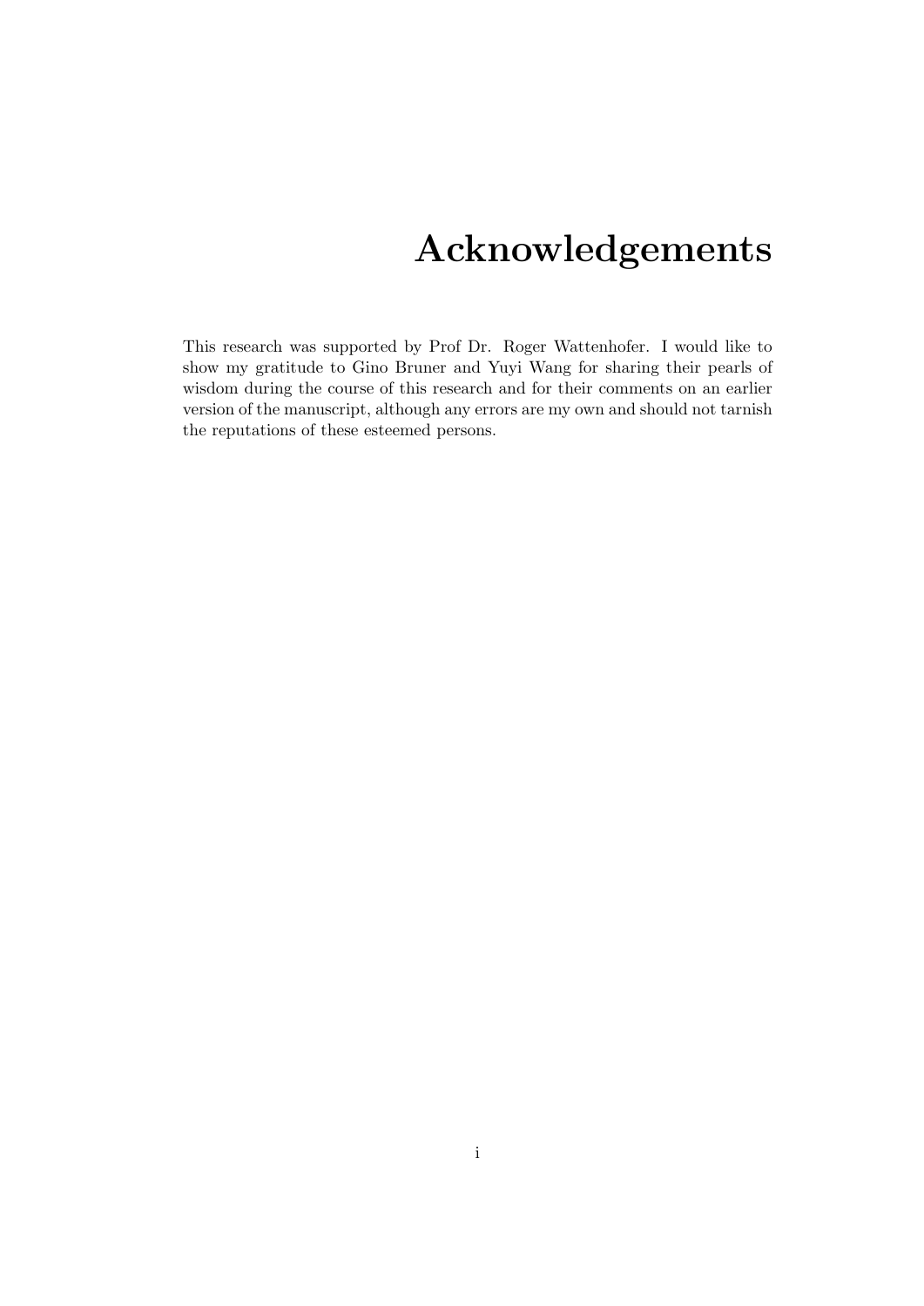# Acknowledgements

This research was supported by Prof Dr. Roger Wattenhofer. I would like to show my gratitude to Gino Bruner and Yuyi Wang for sharing their pearls of wisdom during the course of this research and for their comments on an earlier version of the manuscript, although any errors are my own and should not tarnish the reputations of these esteemed persons.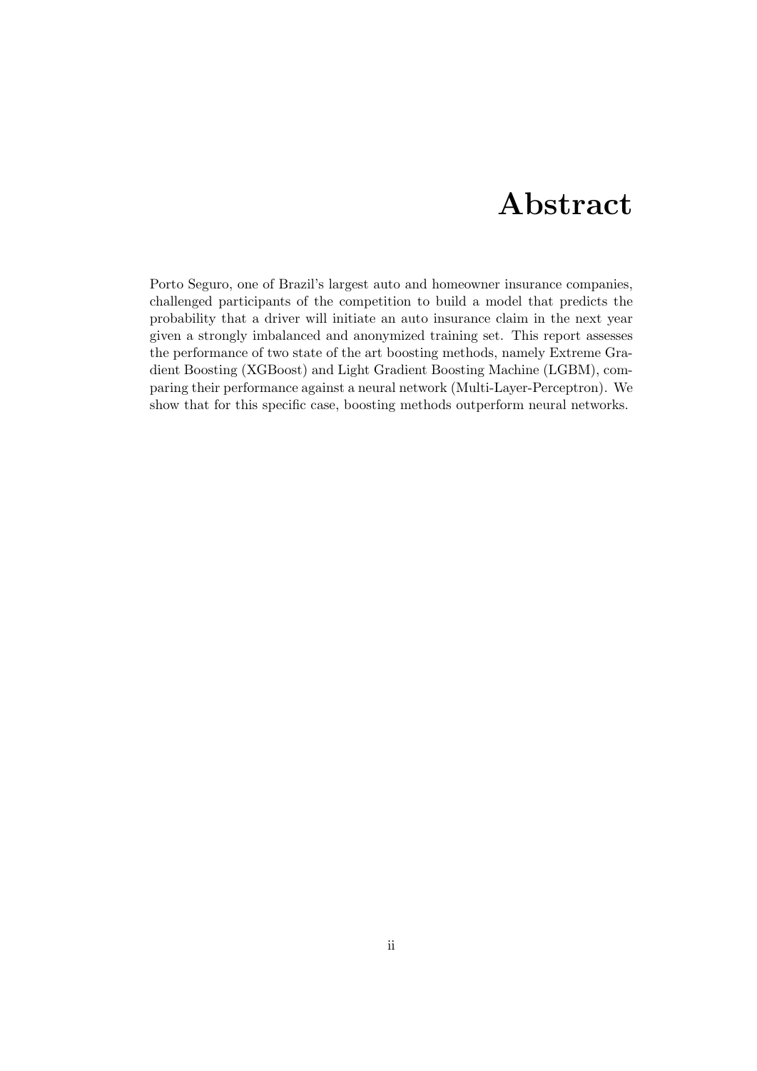# Abstract

Porto Seguro, one of Brazil's largest auto and homeowner insurance companies, challenged participants of the competition to build a model that predicts the probability that a driver will initiate an auto insurance claim in the next year given a strongly imbalanced and anonymized training set. This report assesses the performance of two state of the art boosting methods, namely Extreme Gradient Boosting (XGBoost) and Light Gradient Boosting Machine (LGBM), comparing their performance against a neural network (Multi-Layer-Perceptron). We show that for this specific case, boosting methods outperform neural networks.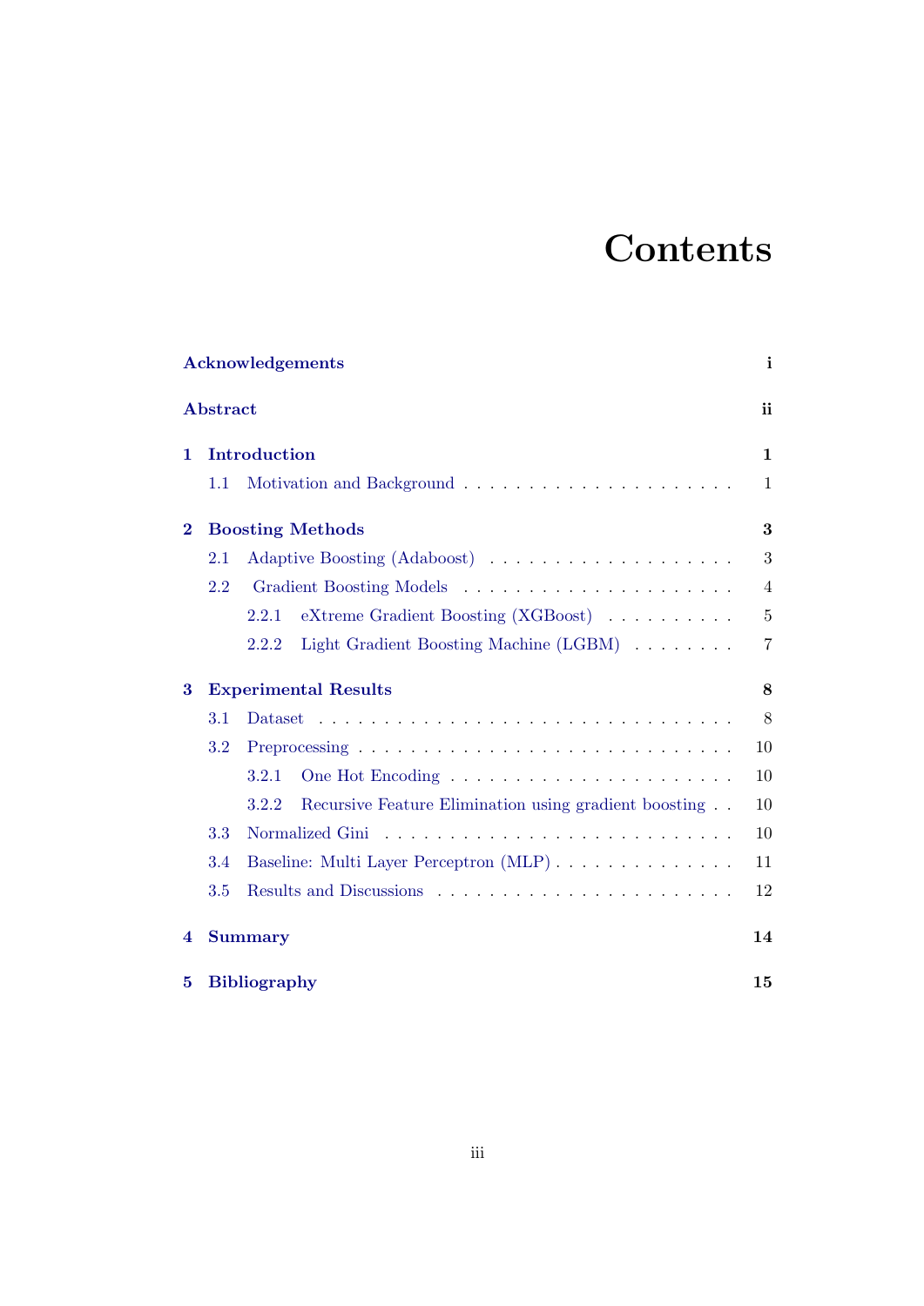# Contents

**Acknowledgements** **i**

**Abstract** **ii**

**1 Introduction** **1**

- 1.1 Motivation and Background . . . . . . . . . . . . . . . . . . . . . . 1

**2 Boosting Methods** **3**

- 2.1 Adaptive Boosting (Adaboost) . . . . . . . . . . . . . . . . . . . . 3
- 2.2 Gradient Boosting Models . . . . . . . . . . . . . . . . . . . . . . 4
  - 2.2.1 eXtreme Gradient Boosting (XGBoost) . . . . . . . . . . 5
  - 2.2.2 Light Gradient Boosting Machine (LGBM) . . . . . . . . 7

**3 Experimental Results** **8**

- 3.1 Dataset . . . . . . . . . . . . . . . . . . . . . . . . . . . . . . . . 8
- 3.2 Preprocessing . . . . . . . . . . . . . . . . . . . . . . . . . . . . . 10
  - 3.2.1 One Hot Encoding . . . . . . . . . . . . . . . . . . . . . . 10
  - 3.2.2 Recursive Feature Elimination using gradient boosting . . 10
- 3.3 Normalized Gini . . . . . . . . . . . . . . . . . . . . . . . . . . . 10
- 3.4 Baseline: Multi Layer Perceptron (MLP) . . . . . . . . . . . . . . 11
- 3.5 Results and Discussions . . . . . . . . . . . . . . . . . . . . . . . 12

**4 Summary** **14**

**5 Bibliography** **15**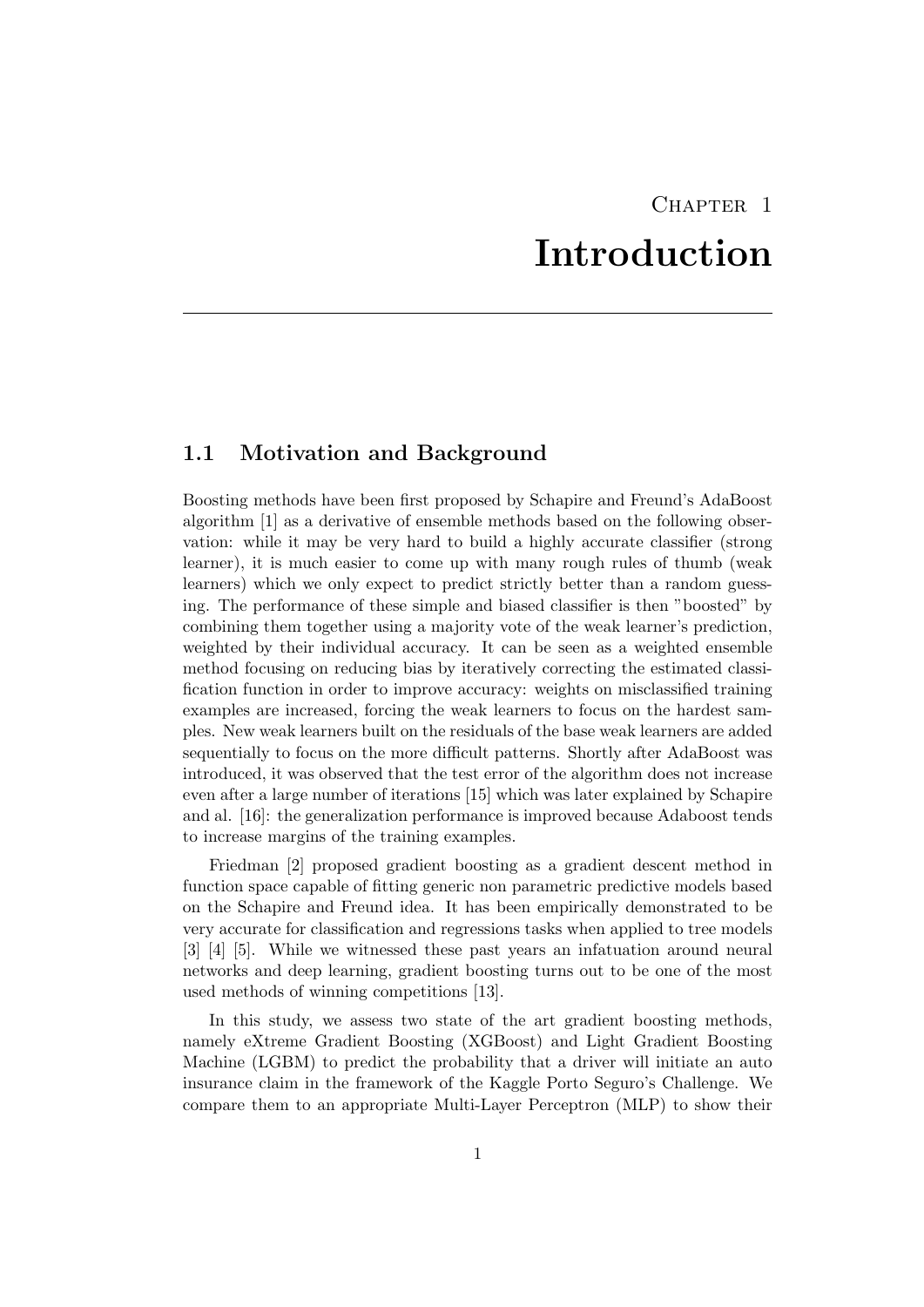# Chapter 1

# Introduction

## 1.1 Motivation and Background

Boosting methods have been first proposed by Schapire and Freund's AdaBoost algorithm [1] as a derivative of ensemble methods based on the following observation: while it may be very hard to build a highly accurate classifier (strong learner), it is much easier to come up with many rough rules of thumb (weak learners) which we only expect to predict strictly better than a random guessing. The performance of these simple and biased classifier is then "boosted" by combining them together using a majority vote of the weak learner's prediction, weighted by their individual accuracy. It can be seen as a weighted ensemble method focusing on reducing bias by iteratively correcting the estimated classification function in order to improve accuracy: weights on misclassified training examples are increased, forcing the weak learners to focus on the hardest samples. New weak learners built on the residuals of the base weak learners are added sequentially to focus on the more difficult patterns. Shortly after AdaBoost was introduced, it was observed that the test error of the algorithm does not increase even after a large number of iterations [15] which was later explained by Schapire and al. [16]: the generalization performance is improved because Adaboost tends to increase margins of the training examples.

Friedman [2] proposed gradient boosting as a gradient descent method in function space capable of fitting generic non parametric predictive models based on the Schapire and Freund idea. It has been empirically demonstrated to be very accurate for classification and regressions tasks when applied to tree models [3] [4] [5]. While we witnessed these past years an infatuation around neural networks and deep learning, gradient boosting turns out to be one of the most used methods of winning competitions [13].

In this study, we assess two state of the art gradient boosting methods, namely eXtreme Gradient Boosting (XGBoost) and Light Gradient Boosting Machine (LGBM) to predict the probability that a driver will initiate an auto insurance claim in the framework of the Kaggle Porto Seguro's Challenge. We compare them to an appropriate Multi-Layer Perceptron (MLP) to show their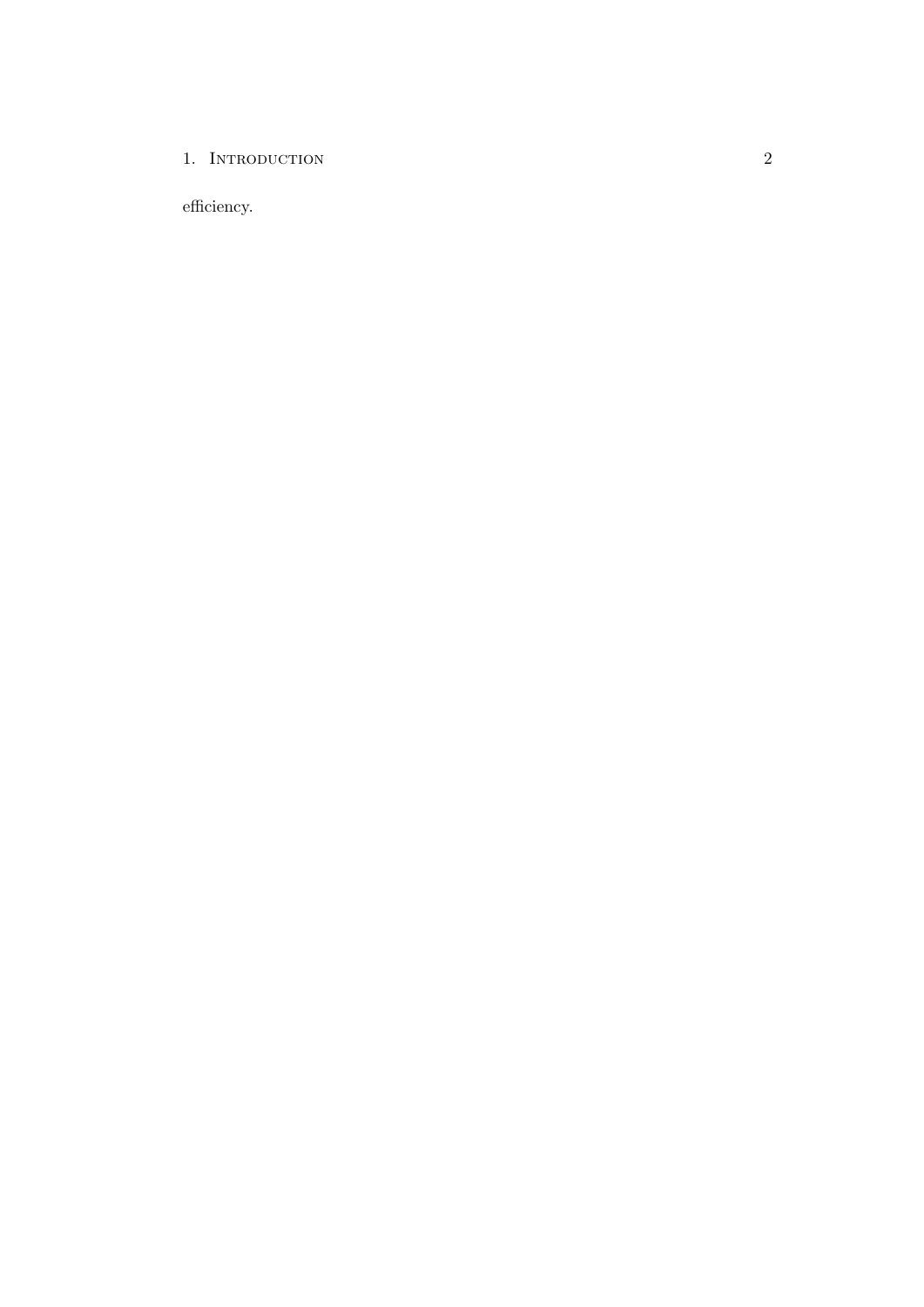efficiency.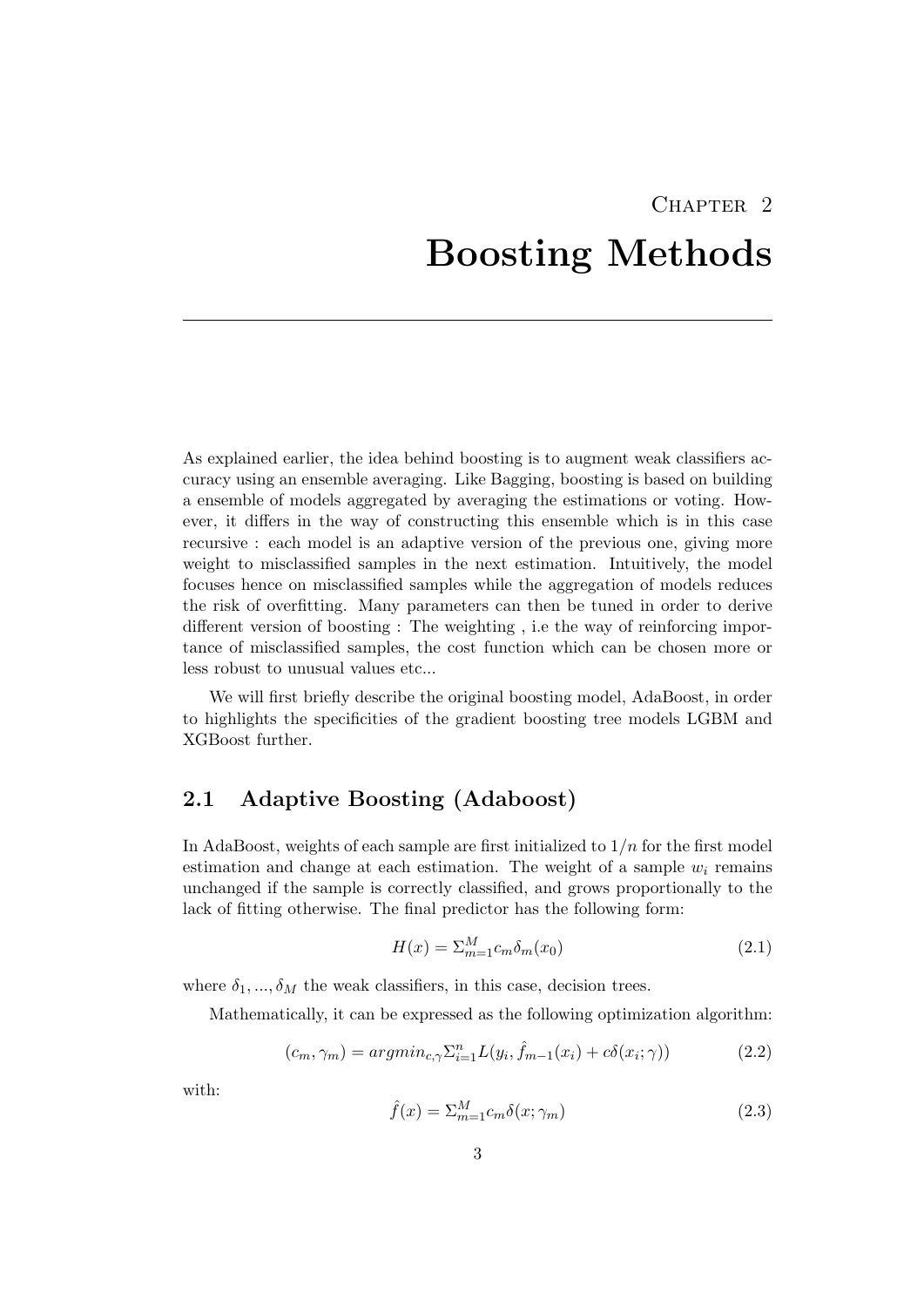# Chapter 2
# Boosting Methods

As explained earlier, the idea behind boosting is to augment weak classifiers accuracy using an ensemble averaging. Like Bagging, boosting is based on building a ensemble of models aggregated by averaging the estimations or voting. However, it differs in the way of constructing this ensemble which is in this case recursive : each model is an adaptive version of the previous one, giving more weight to misclassified samples in the next estimation. Intuitively, the model focuses hence on misclassified samples while the aggregation of models reduces the risk of overfitting. Many parameters can then be tuned in order to derive different version of boosting : The weighting , i.e the way of reinforcing importance of misclassified samples, the cost function which can be chosen more or less robust to unusual values etc...

We will first briefly describe the original boosting model, AdaBoost, in order to highlights the specificities of the gradient boosting tree models LGBM and XGBoost further.

## 2.1 Adaptive Boosting (Adaboost)

In AdaBoost, weights of each sample are first initialized to $1/n$ for the first model estimation and change at each estimation. The weight of a sample $w_i$ remains unchanged if the sample is correctly classified, and grows proportionally to the lack of fitting otherwise. The final predictor has the following form:

$$H(x) = \Sigma_{m=1}^{M} c_m \delta_m(x_0) \tag{2.1}$$

where $\delta_1, ..., \delta_M$ the weak classifiers, in this case, decision trees.

Mathematically, it can be expressed as the following optimization algorithm:

$$(c_m, \gamma_m) = argmin_{c,\gamma} \Sigma_{i=1}^{n} L(y_i, \hat{f}_{m-1}(x_i) + c\delta(x_i; \gamma)) \tag{2.2}$$

with:

$$\hat{f}(x) = \Sigma_{m=1}^{M} c_m \delta(x; \gamma_m) \tag{2.3}$$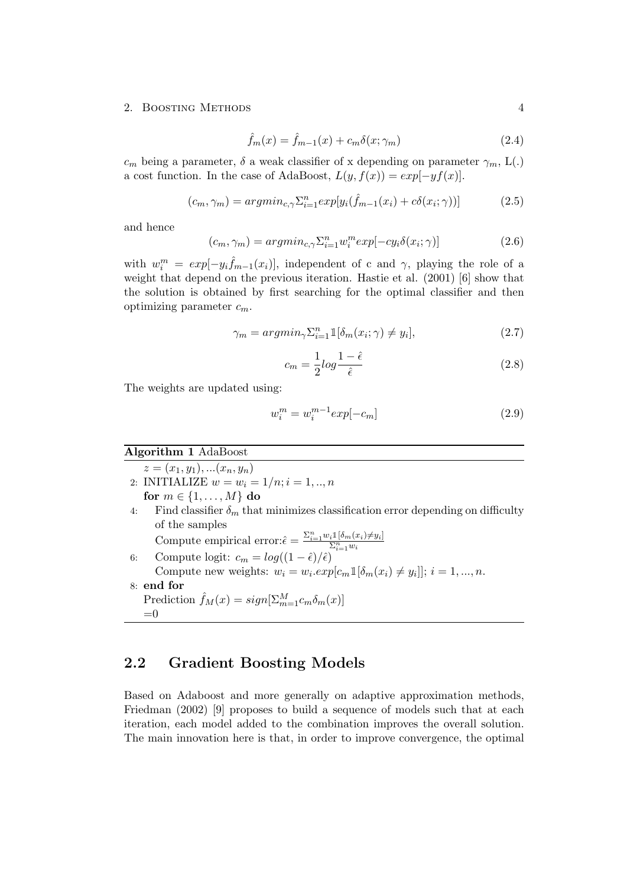$$\hat{f}_m(x) = \hat{f}_{m-1}(x) + c_m \delta(x; \gamma_m) \tag{2.4}$$

$c_m$ being a parameter, $\delta$ a weak classifier of x depending on parameter $\gamma_m$, L(.) a cost function. In the case of AdaBoost, $L(y, f(x)) = exp[-yf(x)]$.

$$(c_m, \gamma_m) = argmin_{c,\gamma} \Sigma_{i=1}^{n} exp[y_i(\hat{f}_{m-1}(x_i) + c\delta(x_i; \gamma))] \tag{2.5}$$

and hence

$$(c_m, \gamma_m) = argmin_{c,\gamma} \Sigma_{i=1}^{n} w_i^m exp[-cy_i \delta(x_i; \gamma)] \tag{2.6}$$

with $w_i^m = exp[-y_i \hat{f}_{m-1}(x_i)]$, independent of c and $\gamma$, playing the role of a weight that depend on the previous iteration. Hastie et al. (2001) [6] show that the solution is obtained by first searching for the optimal classifier and then optimizing parameter $c_m$.

$$\gamma_m = argmin_{\gamma} \Sigma_{i=1}^{n} \mathbb{1}[\delta_m(x_i; \gamma) \neq y_i], \tag{2.7}$$

$$c_m = \frac{1}{2} log \frac{1 - \hat{\epsilon}}{\hat{\epsilon}} \tag{2.8}$$

The weights are updated using:

$$w_i^m = w_i^{m-1} exp[-c_m] \tag{2.9}$$

**Algorithm 1** AdaBoost

```
   z = (x_1, y_1), ...(x_n, y_n)
2: INITIALIZE w = w_i = 1/n; i = 1, .., n
   for m ∈ {1, ..., M} do
4:     Find classifier δ_m that minimizes classification error depending on difficulty
       of the samples
       Compute empirical error: ε̂ = Σ_{i=1}^n w_i 1[δ_m(x_i) ≠ y_i] / Σ_{i=1}^n w_i
6:     Compute logit: c_m = log((1 − ε̂)/ε̂)
       Compute new weights: w_i = w_i.exp[c_m 1[δ_m(x_i) ≠ y_i]]; i = 1, ..., n.
8: end for
   Prediction f̂_M(x) = sign[Σ_{m=1}^M c_m δ_m(x)]
   =0
```

## 2.2 Gradient Boosting Models

Based on Adaboost and more generally on adaptive approximation methods, Friedman (2002) [9] proposes to build a sequence of models such that at each iteration, each model added to the combination improves the overall solution. The main innovation here is that, in order to improve convergence, the optimal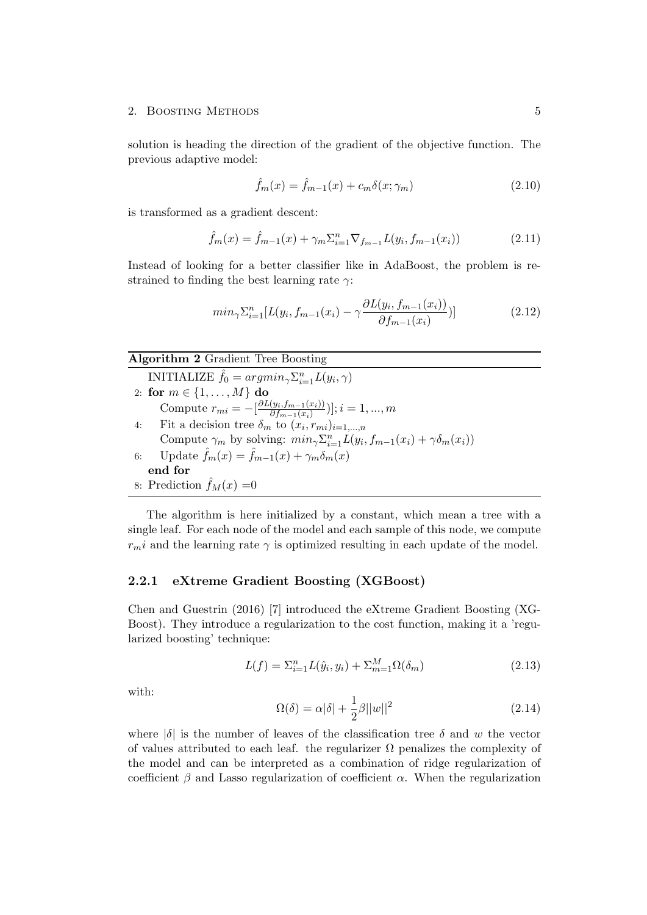solution is heading the direction of the gradient of the objective function. The previous adaptive model:

$$\hat{f}_m(x) = \hat{f}_{m-1}(x) + c_m \delta(x; \gamma_m) \tag{2.10}$$

is transformed as a gradient descent:

$$\hat{f}_m(x) = \hat{f}_{m-1}(x) + \gamma_m \Sigma_{i=1}^n \nabla_{f_{m-1}} L(y_i, f_{m-1}(x_i)) \tag{2.11}$$

Instead of looking for a better classifier like in AdaBoost, the problem is restrained to finding the best learning rate $\gamma$:

$$min_\gamma \Sigma_{i=1}^n [L(y_i, f_{m-1}(x_i) - \gamma \frac{\partial L(y_i, f_{m-1}(x_i))}{\partial f_{m-1}(x_i)})] \tag{2.12}$$

**Algorithm 2** Gradient Tree Boosting

```
   INITIALIZE f̂_0 = argmin_γ Σ_{i=1}^n L(y_i, γ)
2: for m ∈ {1, ..., M} do
       Compute r_mi = −[∂L(y_i, f_{m−1}(x_i)) / ∂f_{m−1}(x_i))]; i = 1, ..., m
4:     Fit a decision tree δ_m to (x_i, r_mi)_{i=1,...,n}
       Compute γ_m by solving: min_γ Σ_{i=1}^n L(y_i, f_{m−1}(x_i) + γ δ_m(x_i))
6:     Update f̂_m(x) = f̂_{m−1}(x) + γ_m δ_m(x)
   end for
8: Prediction f̂_M(x) =0
```

The algorithm is here initialized by a constant, which mean a tree with a single leaf. For each node of the model and each sample of this node, we compute $r_m i$ and the learning rate $\gamma$ is optimized resulting in each update of the model.

### 2.2.1 eXtreme Gradient Boosting (XGBoost)

Chen and Guestrin (2016) [7] introduced the eXtreme Gradient Boosting (XGBoost). They introduce a regularization to the cost function, making it a 'regularized boosting' technique:

$$L(f) = \Sigma_{i=1}^n L(\hat{y}_i, y_i) + \Sigma_{m=1}^M \Omega(\delta_m) \tag{2.13}$$

with:

$$\Omega(\delta) = \alpha|\delta| + \frac{1}{2}\beta||w||^2 \tag{2.14}$$

where $|\delta|$ is the number of leaves of the classification tree $\delta$ and $w$ the vector of values attributed to each leaf. the regularizer $\Omega$ penalizes the complexity of the model and can be interpreted as a combination of ridge regularization of coefficient $\beta$ and Lasso regularization of coefficient $\alpha$. When the regularization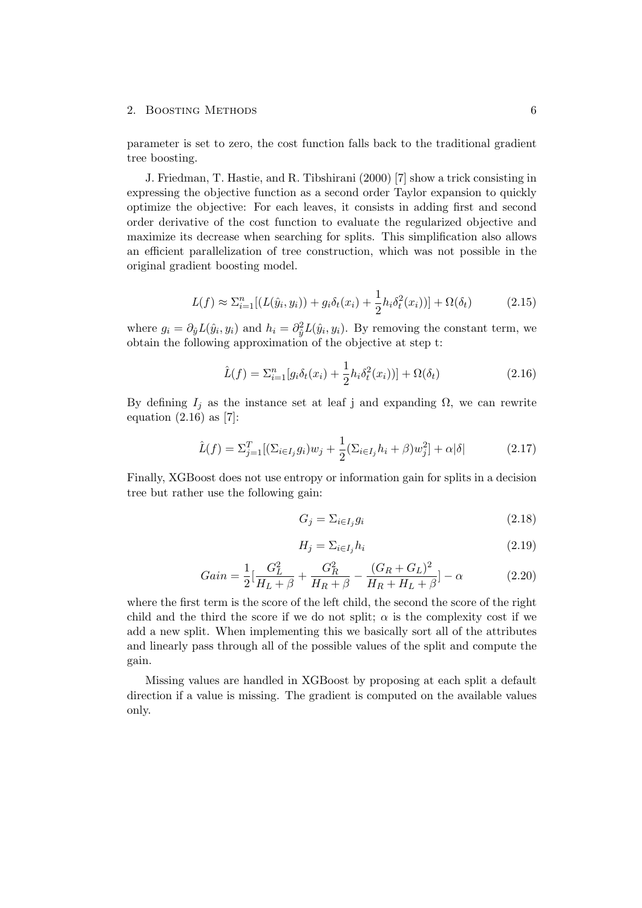parameter is set to zero, the cost function falls back to the traditional gradient tree boosting.

J. Friedman, T. Hastie, and R. Tibshirani (2000) [7] show a trick consisting in expressing the objective function as a second order Taylor expansion to quickly optimize the objective: For each leaves, it consists in adding first and second order derivative of the cost function to evaluate the regularized objective and maximize its decrease when searching for splits. This simplification also allows an efficient parallelization of tree construction, which was not possible in the original gradient boosting model.

$$L(f) \approx \Sigma_{i=1}^{n}[(L(\hat{y}_i, y_i)) + g_i \delta_t(x_i) + \frac{1}{2} h_i \delta_t^2(x_i))] + \Omega(\delta_t) \tag{2.15}$$

where $g_i = \partial_{\hat{y}} L(\hat{y}_i, y_i)$ and $h_i = \partial_{\hat{y}}^2 L(\hat{y}_i, y_i)$. By removing the constant term, we obtain the following approximation of the objective at step t:

$$\hat{L}(f) = \Sigma_{i=1}^{n}[g_i \delta_t(x_i) + \frac{1}{2} h_i \delta_t^2(x_i))] + \Omega(\delta_t) \tag{2.16}$$

By defining $I_j$ as the instance set at leaf j and expanding $\Omega$, we can rewrite equation (2.16) as [7]:

$$\hat{L}(f) = \Sigma_{j=1}^{T}[(\Sigma_{i \in I_j} g_i) w_j + \frac{1}{2}(\Sigma_{i \in I_j} h_i + \beta) w_j^2] + \alpha |\delta| \tag{2.17}$$

Finally, XGBoost does not use entropy or information gain for splits in a decision tree but rather use the following gain:

$$G_j = \Sigma_{i \in I_j} g_i \tag{2.18}$$

$$H_j = \Sigma_{i \in I_j} h_i \tag{2.19}$$

$$Gain = \frac{1}{2}[\frac{G_L^2}{H_L + \beta} + \frac{G_R^2}{H_R + \beta} - \frac{(G_R + G_L)^2}{H_R + H_L + \beta}] - \alpha \tag{2.20}$$

where the first term is the score of the left child, the second the score of the right child and the third the score if we do not split; $\alpha$ is the complexity cost if we add a new split. When implementing this we basically sort all of the attributes and linearly pass through all of the possible values of the split and compute the gain.

Missing values are handled in XGBoost by proposing at each split a default direction if a value is missing. The gradient is computed on the available values only.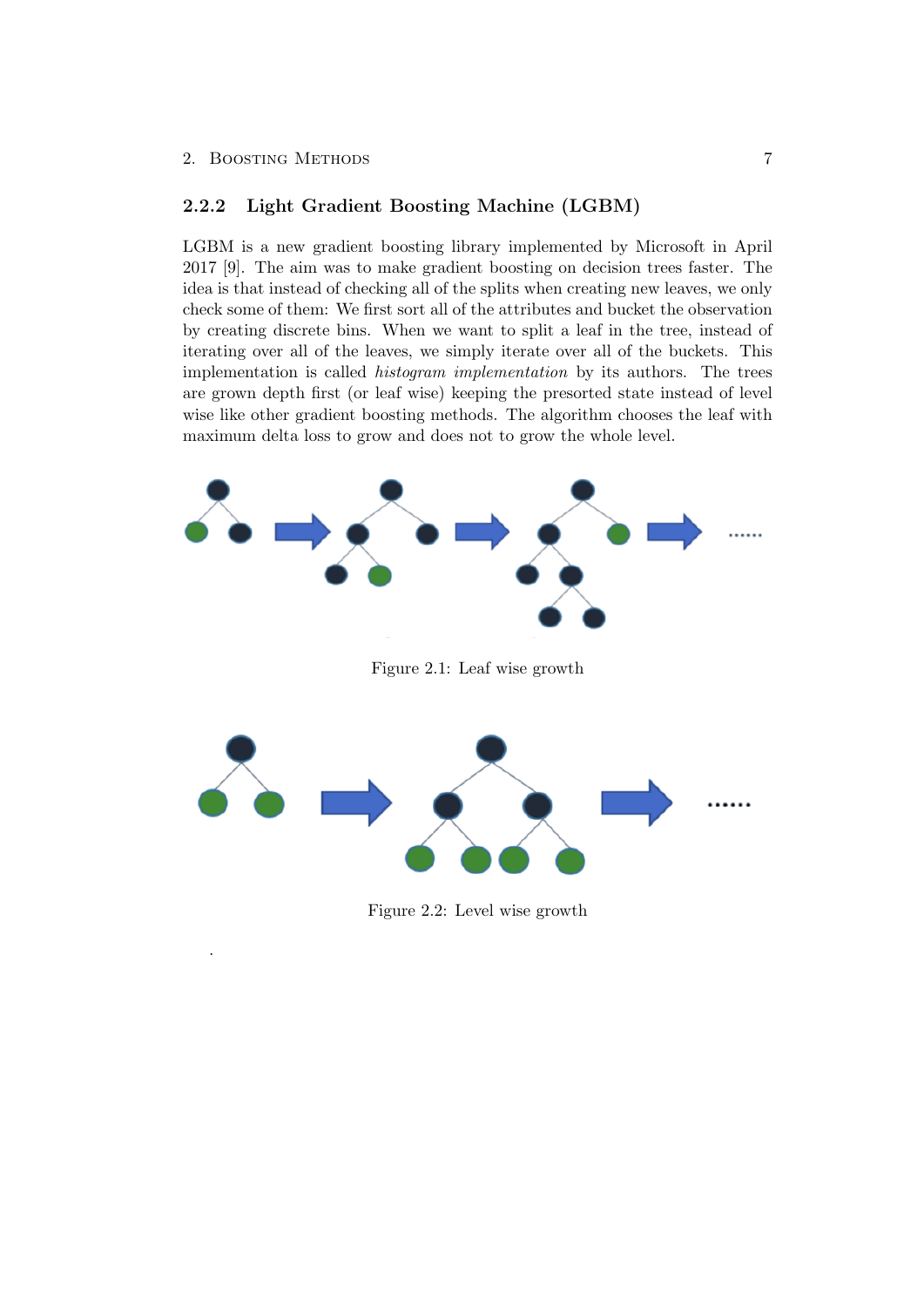### 2.2.2 Light Gradient Boosting Machine (LGBM)

LGBM is a new gradient boosting library implemented by Microsoft in April 2017 [9]. The aim was to make gradient boosting on decision trees faster. The idea is that instead of checking all of the splits when creating new leaves, we only check some of them: We first sort all of the attributes and bucket the observation by creating discrete bins. When we want to split a leaf in the tree, instead of iterating over all of the leaves, we simply iterate over all of the buckets. This implementation is called *histogram implementation* by its authors. The trees are grown depth first (or leaf wise) keeping the presorted state instead of level wise like other gradient boosting methods. The algorithm chooses the leaf with maximum delta loss to grow and does not to grow the whole level.

Figure 2.1: Leaf wise growth

Figure 2.2: Level wise growth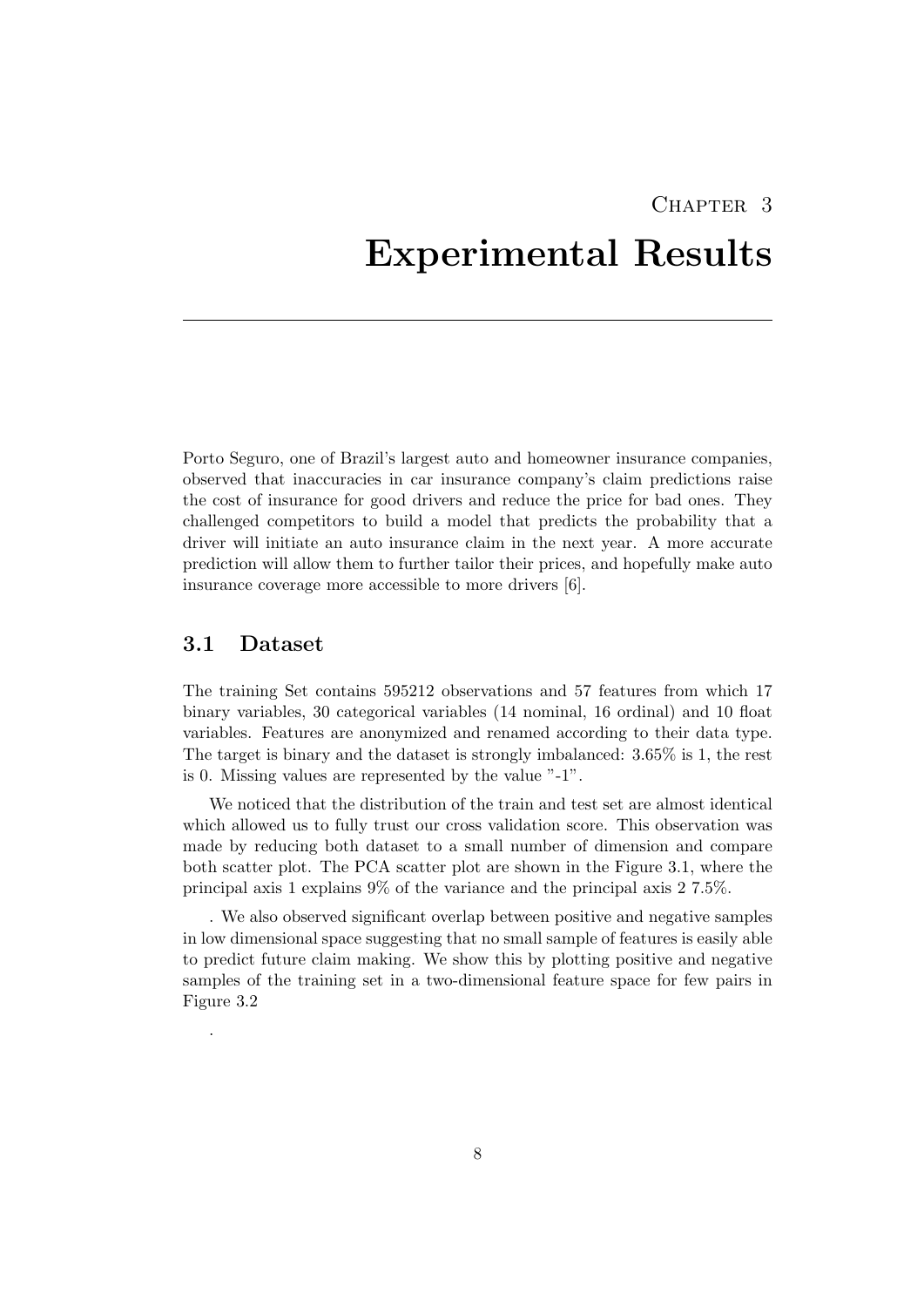# Chapter 3
# Experimental Results

Porto Seguro, one of Brazil's largest auto and homeowner insurance companies, observed that inaccuracies in car insurance company's claim predictions raise the cost of insurance for good drivers and reduce the price for bad ones. They challenged competitors to build a model that predicts the probability that a driver will initiate an auto insurance claim in the next year. A more accurate prediction will allow them to further tailor their prices, and hopefully make auto insurance coverage more accessible to more drivers [6].

## 3.1 Dataset

The training Set contains 595212 observations and 57 features from which 17 binary variables, 30 categorical variables (14 nominal, 16 ordinal) and 10 float variables. Features are anonymized and renamed according to their data type. The target is binary and the dataset is strongly imbalanced: 3.65% is 1, the rest is 0. Missing values are represented by the value "-1".

We noticed that the distribution of the train and test set are almost identical which allowed us to fully trust our cross validation score. This observation was made by reducing both dataset to a small number of dimension and compare both scatter plot. The PCA scatter plot are shown in the Figure 3.1, where the principal axis 1 explains 9% of the variance and the principal axis 2 7.5%.

. We also observed significant overlap between positive and negative samples in low dimensional space suggesting that no small sample of features is easily able to predict future claim making. We show this by plotting positive and negative samples of the training set in a two-dimensional feature space for few pairs in Figure 3.2

.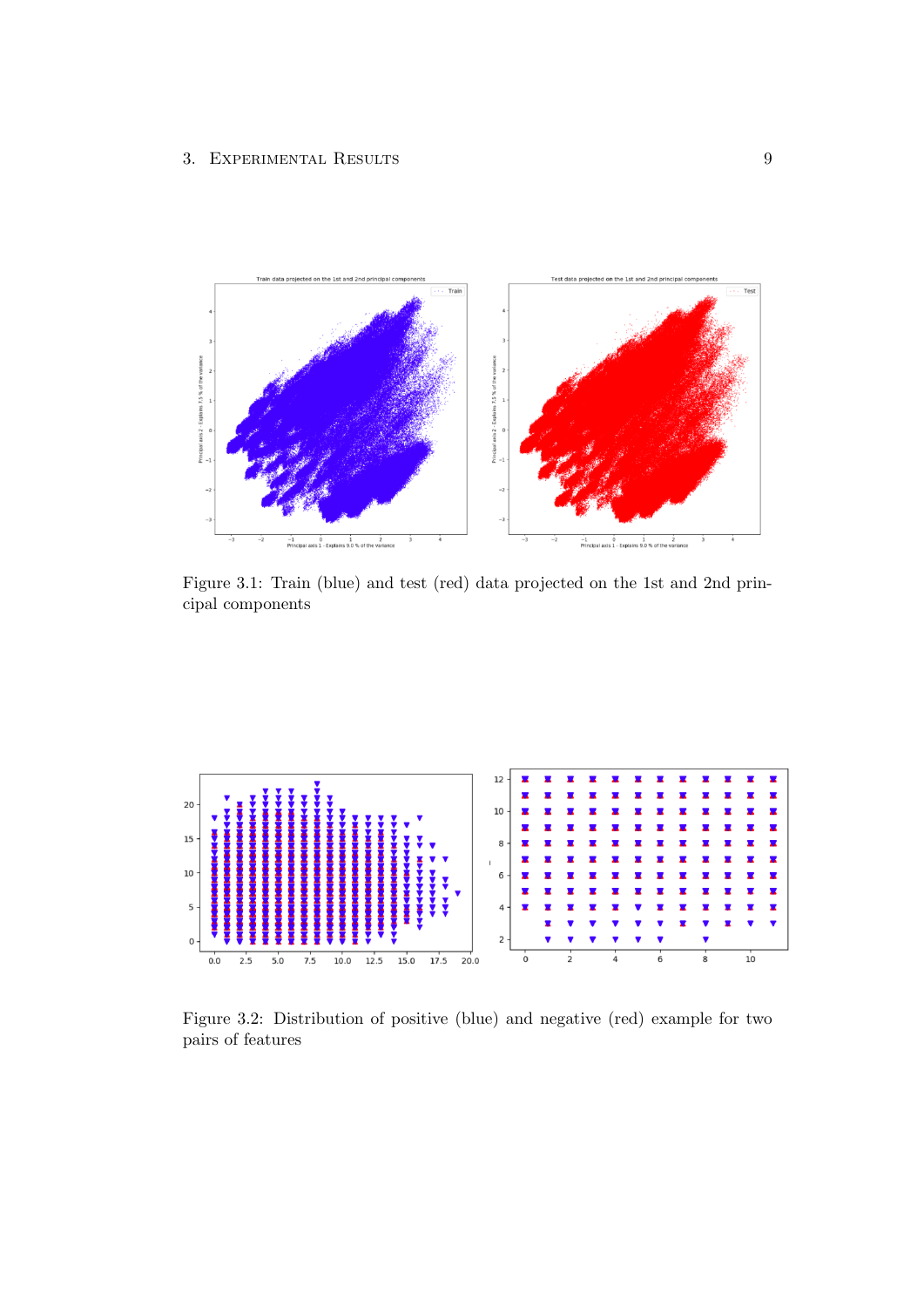Figure 3.1: Train (blue) and test (red) data projected on the 1st and 2nd principal components

Figure 3.2: Distribution of positive (blue) and negative (red) example for two pairs of features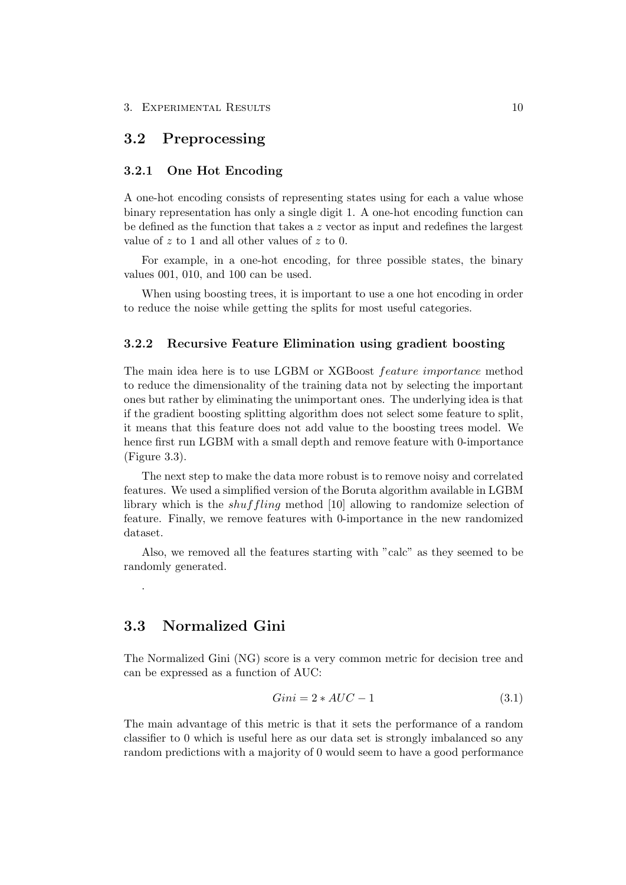## 3.2 Preprocessing

### 3.2.1 One Hot Encoding

A one-hot encoding consists of representing states using for each a value whose binary representation has only a single digit 1. A one-hot encoding function can be defined as the function that takes a $z$ vector as input and redefines the largest value of $z$ to 1 and all other values of $z$ to 0.

For example, in a one-hot encoding, for three possible states, the binary values 001, 010, and 100 can be used.

When using boosting trees, it is important to use a one hot encoding in order to reduce the noise while getting the splits for most useful categories.

### 3.2.2 Recursive Feature Elimination using gradient boosting

The main idea here is to use LGBM or XGBoost *feature importance* method to reduce the dimensionality of the training data not by selecting the important ones but rather by eliminating the unimportant ones. The underlying idea is that if the gradient boosting splitting algorithm does not select some feature to split, it means that this feature does not add value to the boosting trees model. We hence first run LGBM with a small depth and remove feature with 0-importance (Figure 3.3).

The next step to make the data more robust is to remove noisy and correlated features. We used a simplified version of the Boruta algorithm available in LGBM library which is the *shuffling* method [10] allowing to randomize selection of feature. Finally, we remove features with 0-importance in the new randomized dataset.

Also, we removed all the features starting with "calc" as they seemed to be randomly generated.

.

## 3.3 Normalized Gini

The Normalized Gini (NG) score is a very common metric for decision tree and can be expressed as a function of AUC:

$$Gini = 2 * AUC - 1 \tag{3.1}$$

The main advantage of this metric is that it sets the performance of a random classifier to 0 which is useful here as our data set is strongly imbalanced so any random predictions with a majority of 0 would seem to have a good performance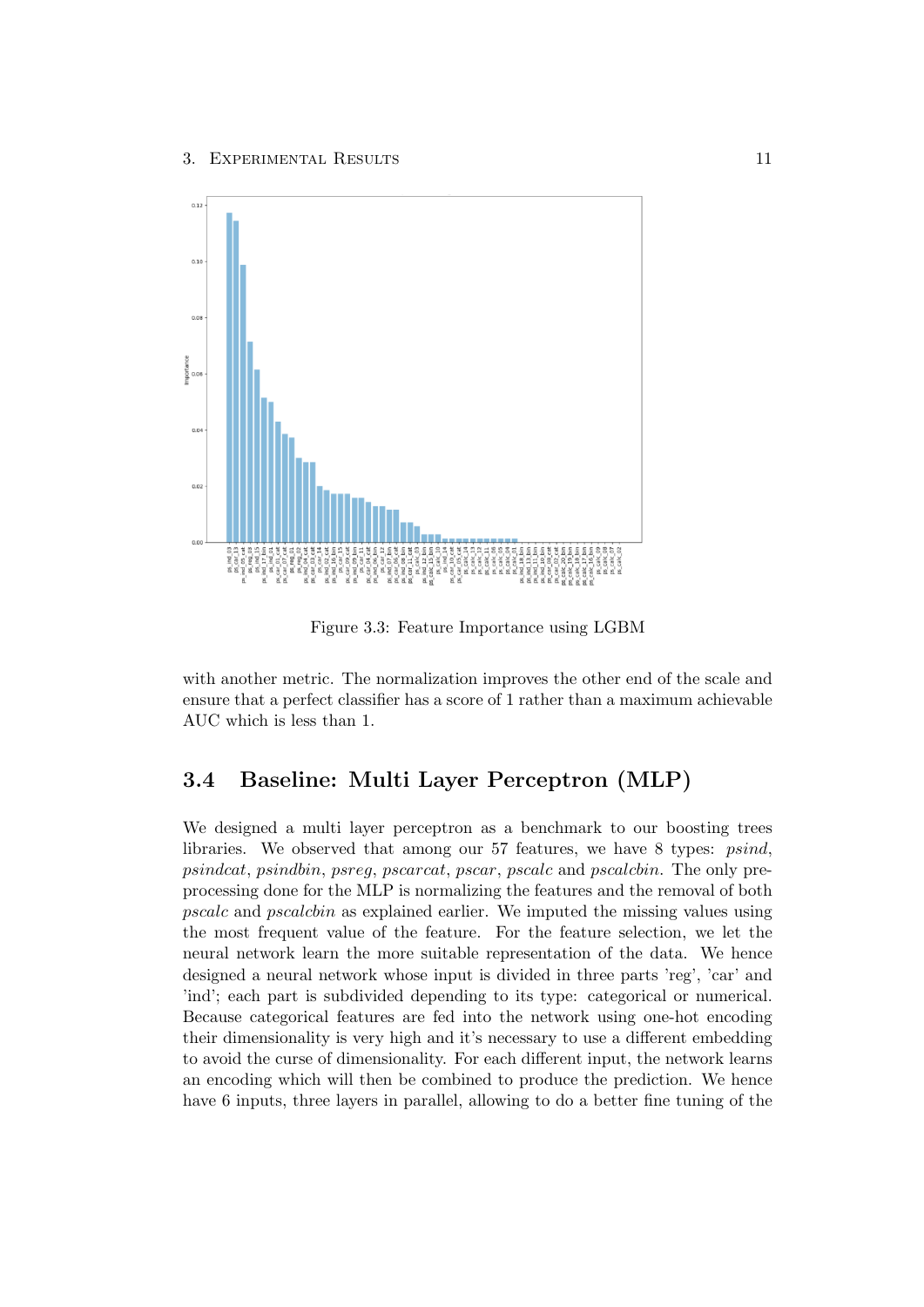Figure 3.3: Feature Importance using LGBM

with another metric. The normalization improves the other end of the scale and ensure that a perfect classifier has a score of 1 rather than a maximum achievable AUC which is less than 1.

## 3.4 Baseline: Multi Layer Perceptron (MLP)

We designed a multi layer perceptron as a benchmark to our boosting trees libraries. We observed that among our 57 features, we have 8 types: *psind*, *psindcat*, *psindbin*, *psreg*, *pscarcat*, *pscar*, *pscalc* and *pscalcbin*. The only preprocessing done for the MLP is normalizing the features and the removal of both *pscalc* and *pscalcbin* as explained earlier. We imputed the missing values using the most frequent value of the feature. For the feature selection, we let the neural network learn the more suitable representation of the data. We hence designed a neural network whose input is divided in three parts 'reg', 'car' and 'ind'; each part is subdivided depending to its type: categorical or numerical. Because categorical features are fed into the network using one-hot encoding their dimensionality is very high and it's necessary to use a different embedding to avoid the curse of dimensionality. For each different input, the network learns an encoding which will then be combined to produce the prediction. We hence have 6 inputs, three layers in parallel, allowing to do a better fine tuning of the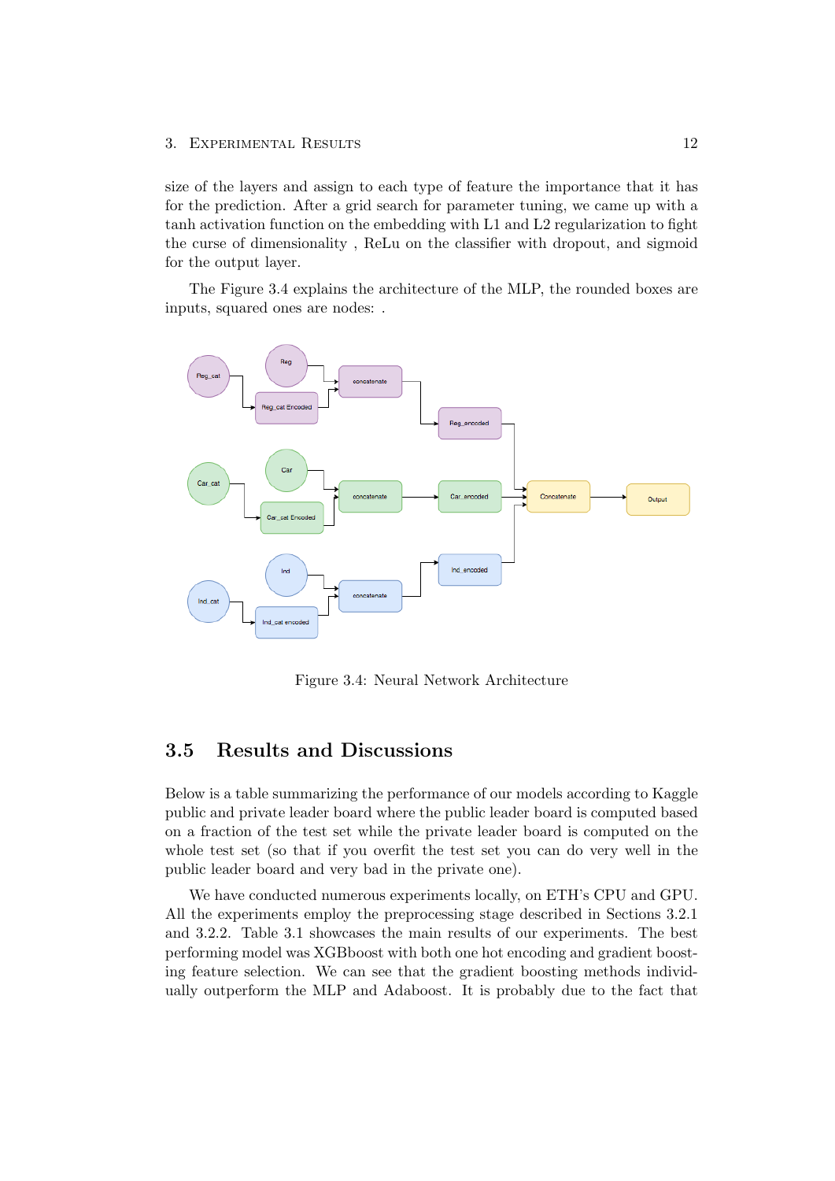size of the layers and assign to each type of feature the importance that it has for the prediction. After a grid search for parameter tuning, we came up with a tanh activation function on the embedding with L1 and L2 regularization to fight the curse of dimensionality , ReLu on the classifier with dropout, and sigmoid for the output layer.

The Figure 3.4 explains the architecture of the MLP, the rounded boxes are inputs, squared ones are nodes: .

Figure 3.4: Neural Network Architecture

## 3.5 Results and Discussions

Below is a table summarizing the performance of our models according to Kaggle public and private leader board where the public leader board is computed based on a fraction of the test set while the private leader board is computed on the whole test set (so that if you overfit the test set you can do very well in the public leader board and very bad in the private one).

We have conducted numerous experiments locally, on ETH's CPU and GPU. All the experiments employ the preprocessing stage described in Sections 3.2.1 and 3.2.2. Table 3.1 showcases the main results of our experiments. The best performing model was XGBboost with both one hot encoding and gradient boosting feature selection. We can see that the gradient boosting methods individually outperform the MLP and Adaboost. It is probably due to the fact that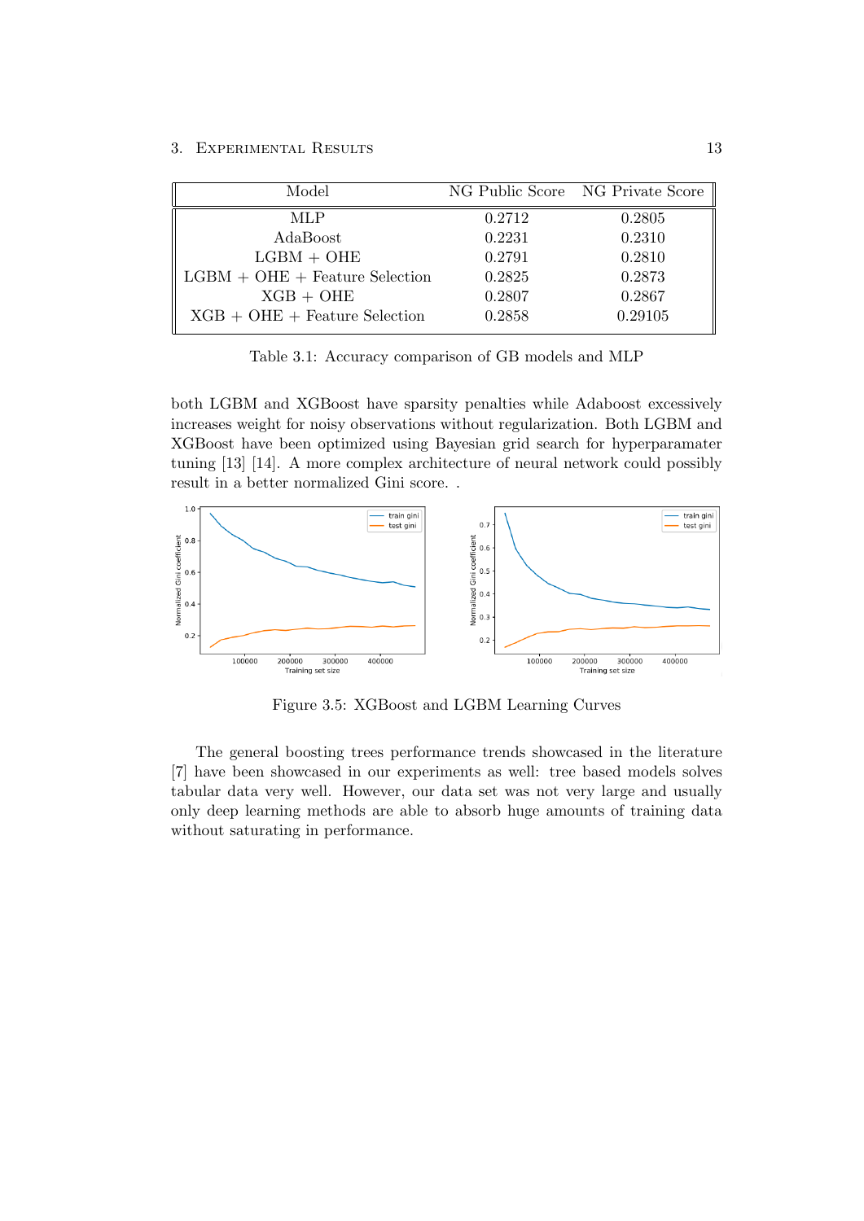| Model | NG Public Score | NG Private Score |
|---|---|---|
| MLP | 0.2712 | 0.2805 |
| AdaBoost | 0.2231 | 0.2310 |
| LGBM + OHE | 0.2791 | 0.2810 |
| LGBM + OHE + Feature Selection | 0.2825 | 0.2873 |
| XGB + OHE | 0.2807 | 0.2867 |
| XGB + OHE + Feature Selection | 0.2858 | 0.29105 |

Table 3.1: Accuracy comparison of GB models and MLP

both LGBM and XGBoost have sparsity penalties while Adaboost excessively increases weight for noisy observations without regularization. Both LGBM and XGBoost have been optimized using Bayesian grid search for hyperparamater tuning [13] [14]. A more complex architecture of neural network could possibly result in a better normalized Gini score. .

Figure 3.5: XGBoost and LGBM Learning Curves

The general boosting trees performance trends showcased in the literature [7] have been showcased in our experiments as well: tree based models solves tabular data very well. However, our data set was not very large and usually only deep learning methods are able to absorb huge amounts of training data without saturating in performance.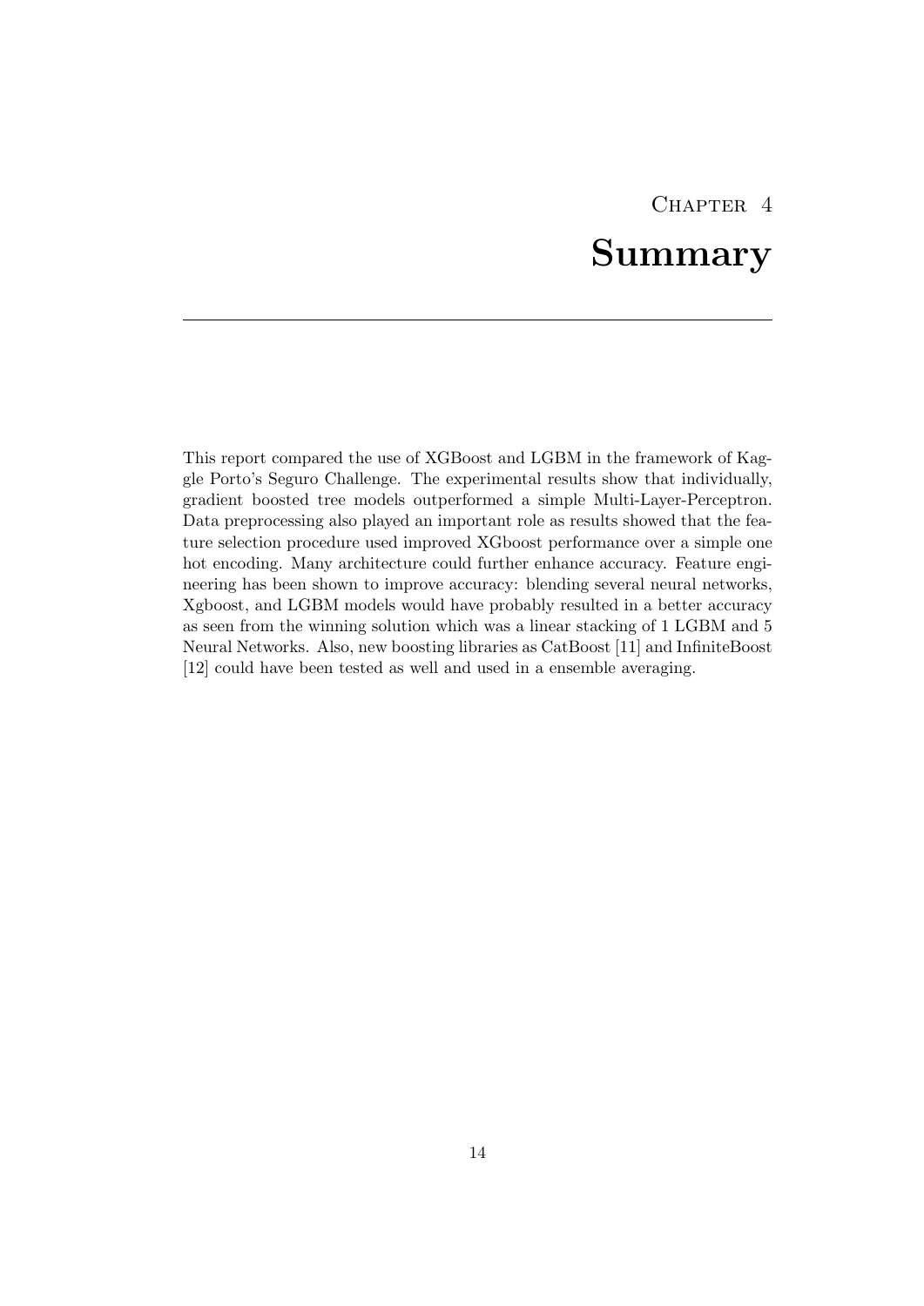# Chapter 4

# Summary

This report compared the use of XGBoost and LGBM in the framework of Kaggle Porto's Seguro Challenge. The experimental results show that individually, gradient boosted tree models outperformed a simple Multi-Layer-Perceptron. Data preprocessing also played an important role as results showed that the feature selection procedure used improved XGboost performance over a simple one hot encoding. Many architecture could further enhance accuracy. Feature engineering has been shown to improve accuracy: blending several neural networks, Xgboost, and LGBM models would have probably resulted in a better accuracy as seen from the winning solution which was a linear stacking of 1 LGBM and 5 Neural Networks. Also, new boosting libraries as CatBoost [11] and InfiniteBoost [12] could have been tested as well and used in a ensemble averaging.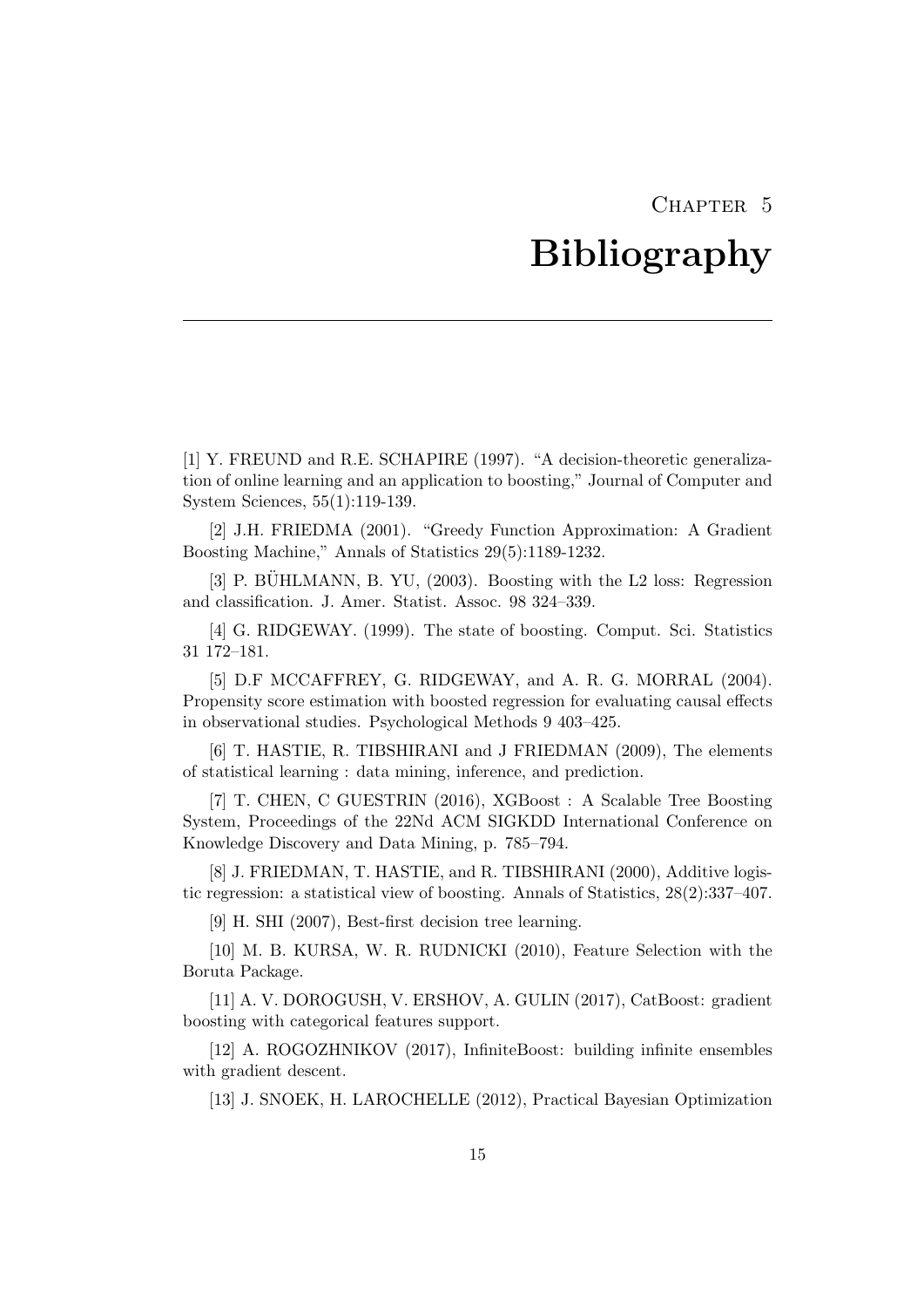Chapter 5

# Bibliography

[1] Y. FREUND and R.E. SCHAPIRE (1997). "A decision-theoretic generalization of online learning and an application to boosting," Journal of Computer and System Sciences, 55(1):119-139.

[2] J.H. FRIEDMA (2001). "Greedy Function Approximation: A Gradient Boosting Machine," Annals of Statistics 29(5):1189-1232.

[3] P. BÜHLMANN, B. YU, (2003). Boosting with the L2 loss: Regression and classification. J. Amer. Statist. Assoc. 98 324–339.

[4] G. RIDGEWAY. (1999). The state of boosting. Comput. Sci. Statistics 31 172–181.

[5] D.F MCCAFFREY, G. RIDGEWAY, and A. R. G. MORRAL (2004). Propensity score estimation with boosted regression for evaluating causal effects in observational studies. Psychological Methods 9 403–425.

[6] T. HASTIE, R. TIBSHIRANI and J FRIEDMAN (2009), The elements of statistical learning : data mining, inference, and prediction.

[7] T. CHEN, C GUESTRIN (2016), XGBoost : A Scalable Tree Boosting System, Proceedings of the 22Nd ACM SIGKDD International Conference on Knowledge Discovery and Data Mining, p. 785–794.

[8] J. FRIEDMAN, T. HASTIE, and R. TIBSHIRANI (2000), Additive logistic regression: a statistical view of boosting. Annals of Statistics, 28(2):337–407.

[9] H. SHI (2007), Best-first decision tree learning.

[10] M. B. KURSA, W. R. RUDNICKI (2010), Feature Selection with the Boruta Package.

[11] A. V. DOROGUSH, V. ERSHOV, A. GULIN (2017), CatBoost: gradient boosting with categorical features support.

[12] A. ROGOZHNIKOV (2017), InfiniteBoost: building infinite ensembles with gradient descent.

[13] J. SNOEK, H. LAROCHELLE (2012), Practical Bayesian Optimization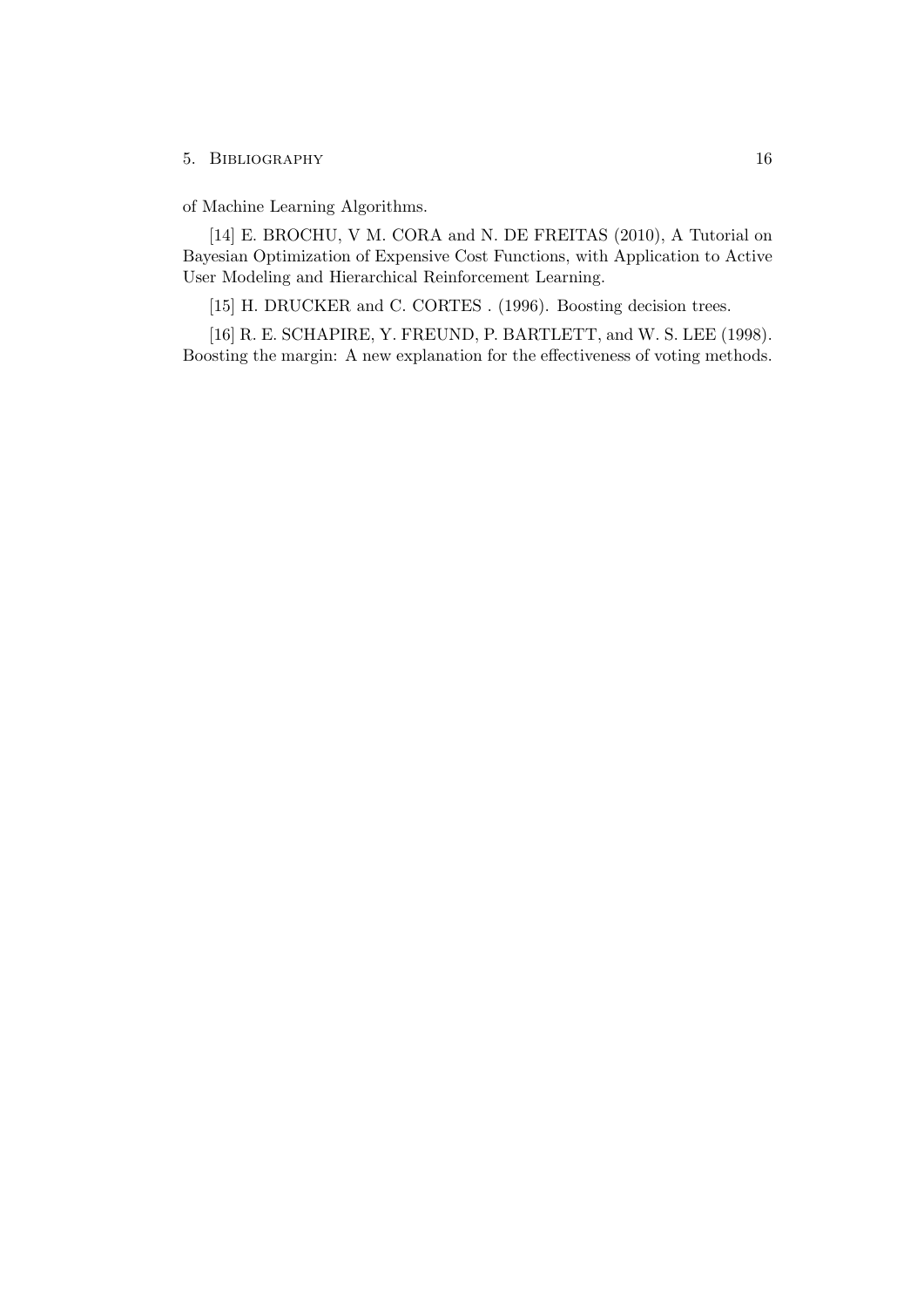of Machine Learning Algorithms.

[14] E. BROCHU, V M. CORA and N. DE FREITAS (2010), A Tutorial on Bayesian Optimization of Expensive Cost Functions, with Application to Active User Modeling and Hierarchical Reinforcement Learning.

[15] H. DRUCKER and C. CORTES . (1996). Boosting decision trees.

[16] R. E. SCHAPIRE, Y. FREUND, P. BARTLETT, and W. S. LEE (1998). Boosting the margin: A new explanation for the effectiveness of voting methods.